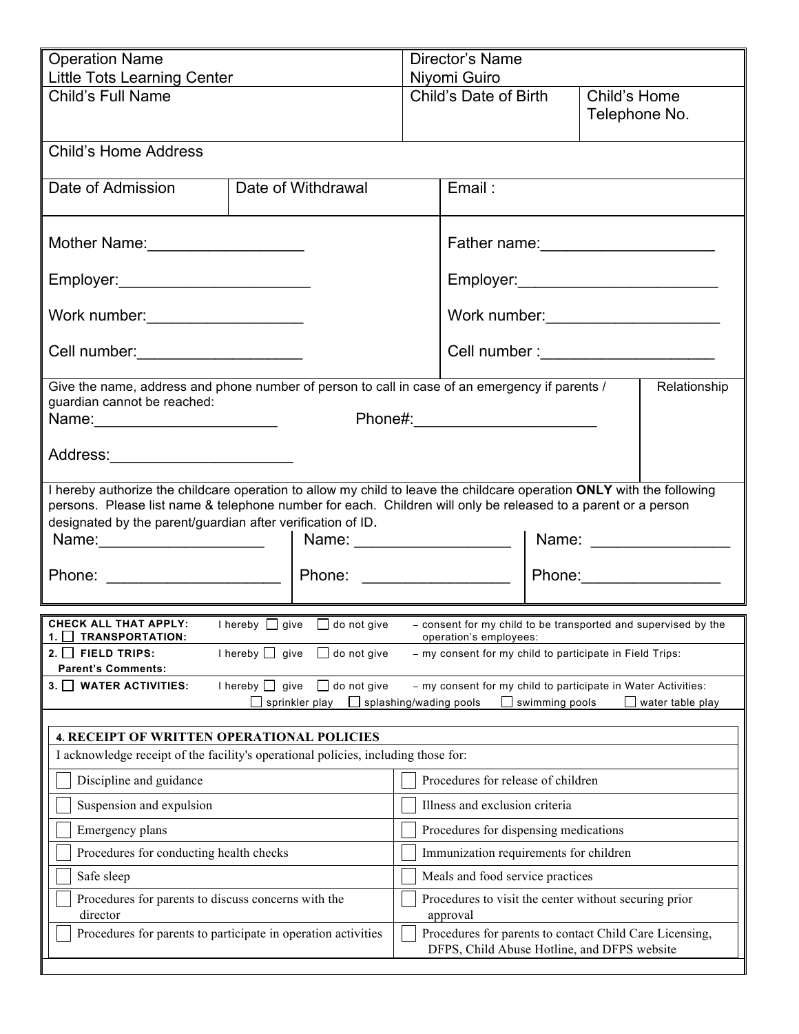| Operation Name<br>Little Tots Learning Center | Director's Name<br>Niyomi Guiro | |
|---|---|---|
| Child's Full Name | Child's Date of Birth | Child's Home Telephone No. |

Child's Home Address

| Date of Admission | Date of Withdrawal | Email : |
|---|---|---|
| | | |

| | |
|---|---|
| Mother Name:_________________ | Father name:___________________ |
| Employer:_____________________ | Employer:_______________________ |
| Work number:_________________ | Work number:____________________ |
| Cell number:__________________ | Cell number :____________________ |

| Give the name, address and phone number of person to call in case of an emergency if parents / guardian cannot be reached: | Relationship |
|---|---|
| Name:_____________________ Phone#:_____________________ | |
| Address:_____________________ | |

I hereby authorize the childcare operation to allow my child to leave the childcare operation **ONLY** with the following persons. Please list name & telephone number for each. Children will only be released to a parent or a person designated by the parent/guardian after verification of ID.

| | | |
|---|---|---|
| Name:___________________ | Name: _________________ | Name: ________________ |
| Phone: ___________________ | Phone: ________________ | Phone:________________ |

**CHECK ALL THAT APPLY:**

1. ☐ **TRANSPORTATION:** I hereby ☐ give ☐ do not give – consent for my child to be transported and supervised by the operation's employees:
2. ☐ **FIELD TRIPS:** I hereby ☐ give ☐ do not give – my consent for my child to participate in Field Trips:
   **Parent's Comments:**
3. ☐ **WATER ACTIVITIES:** I hereby ☐ give ☐ do not give – my consent for my child to participate in Water Activities:
   ☐ sprinkler play ☐ splashing/wading pools ☐ swimming pools ☐ water table play

**4. RECEIPT OF WRITTEN OPERATIONAL POLICIES**

I acknowledge receipt of the facility's operational policies, including those for:

| | |
|---|---|
| ☐ Discipline and guidance | ☐ Procedures for release of children |
| ☐ Suspension and expulsion | ☐ Illness and exclusion criteria |
| ☐ Emergency plans | ☐ Procedures for dispensing medications |
| ☐ Procedures for conducting health checks | ☐ Immunization requirements for children |
| ☐ Safe sleep | ☐ Meals and food service practices |
| ☐ Procedures for parents to discuss concerns with the director | ☐ Procedures to visit the center without securing prior approval |
| ☐ Procedures for parents to participate in operation activities | ☐ Procedures for parents to contact Child Care Licensing, DFPS, Child Abuse Hotline, and DFPS website |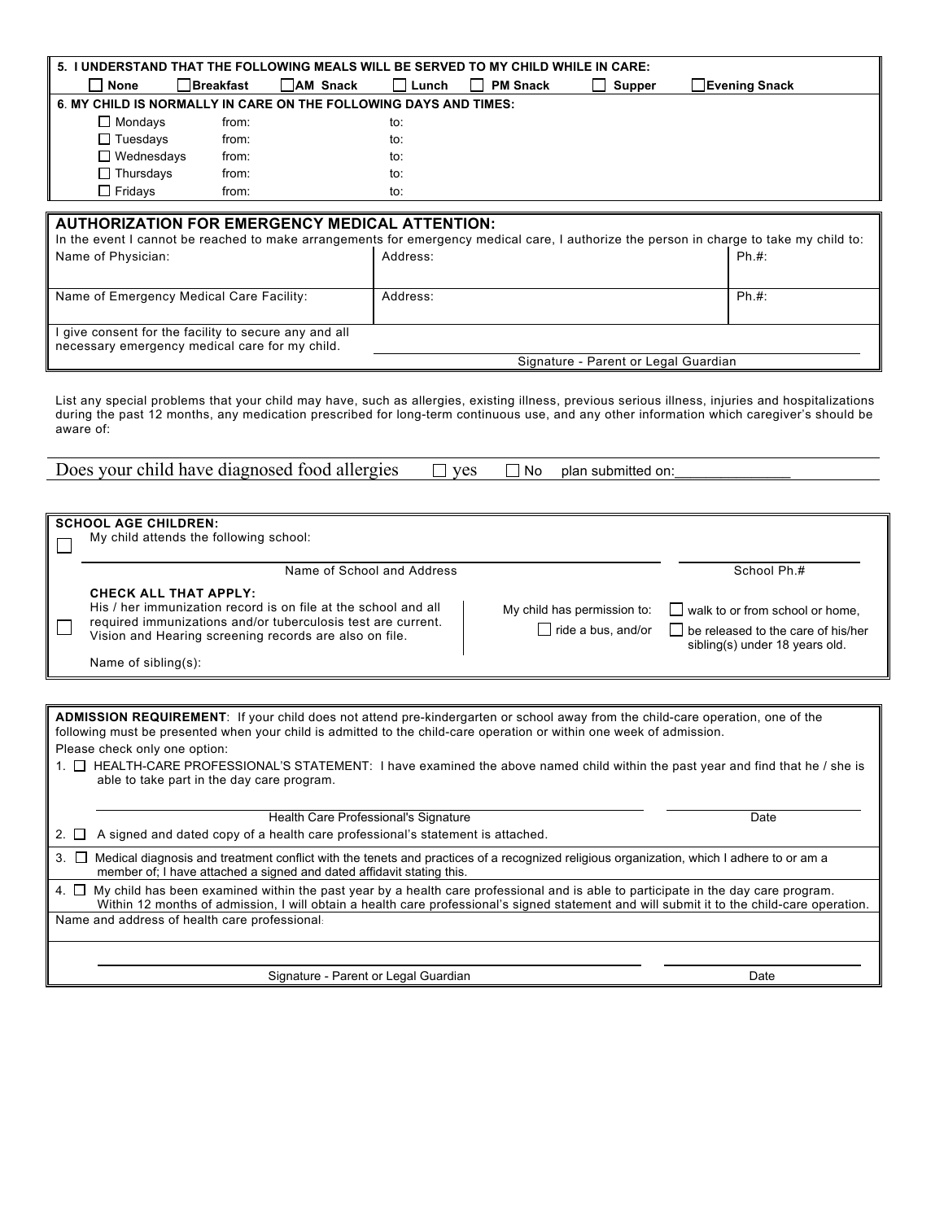**5. I UNDERSTAND THAT THE FOLLOWING MEALS WILL BE SERVED TO MY CHILD WHILE IN CARE:**

☐ **None** ☐ **Breakfast** ☐ **AM Snack** ☐ **Lunch** ☐ **PM Snack** ☐ **Supper** ☐ **Evening Snack**

**6. MY CHILD IS NORMALLY IN CARE ON THE FOLLOWING DAYS AND TIMES:**

| | | |
|---|---|---|
| ☐ Mondays | from: | to: |
| ☐ Tuesdays | from: | to: |
| ☐ Wednesdays | from: | to: |
| ☐ Thursdays | from: | to: |
| ☐ Fridays | from: | to: |

## AUTHORIZATION FOR EMERGENCY MEDICAL ATTENTION:

In the event I cannot be reached to make arrangements for emergency medical care, I authorize the person in charge to take my child to:

| | | |
|---|---|---|
| Name of Physician: | Address: | Ph.#: |
| Name of Emergency Medical Care Facility: | Address: | Ph.#: |

I give consent for the facility to secure any and all necessary emergency medical care for my child.

Signature - Parent or Legal Guardian

List any special problems that your child may have, such as allergies, existing illness, previous serious illness, injuries and hospitalizations during the past 12 months, any medication prescribed for long-term continuous use, and any other information which caregiver's should be aware of:

Does your child have diagnosed food allergies ☐ yes ☐ No plan submitted on:______________

**SCHOOL AGE CHILDREN:**

☐ My child attends the following school:

Name of School and Address | School Ph.#

**CHECK ALL THAT APPLY:**

☐ His / her immunization record is on file at the school and all required immunizations and/or tuberculosis test are current. Vision and Hearing screening records are also on file.

Name of sibling(s):

My child has permission to: ☐ ride a bus, and/or ☐ walk to or from school or home, ☐ be released to the care of his/her sibling(s) under 18 years old.

**ADMISSION REQUIREMENT**: If your child does not attend pre-kindergarten or school away from the child-care operation, one of the following must be presented when your child is admitted to the child-care operation or within one week of admission.

Please check only one option:

1. ☐ HEALTH-CARE PROFESSIONAL'S STATEMENT: I have examined the above named child within the past year and find that he / she is able to take part in the day care program.

   Health Care Professional's Signature | Date

2. ☐ A signed and dated copy of a health care professional's statement is attached.
3. ☐ Medical diagnosis and treatment conflict with the tenets and practices of a recognized religious organization, which I adhere to or am a member of; I have attached a signed and dated affidavit stating this.
4. ☐ My child has been examined within the past year by a health care professional and is able to participate in the day care program. Within 12 months of admission, I will obtain a health care professional's signed statement and will submit it to the child-care operation.

Name and address of health care professional:

Signature - Parent or Legal Guardian | Date